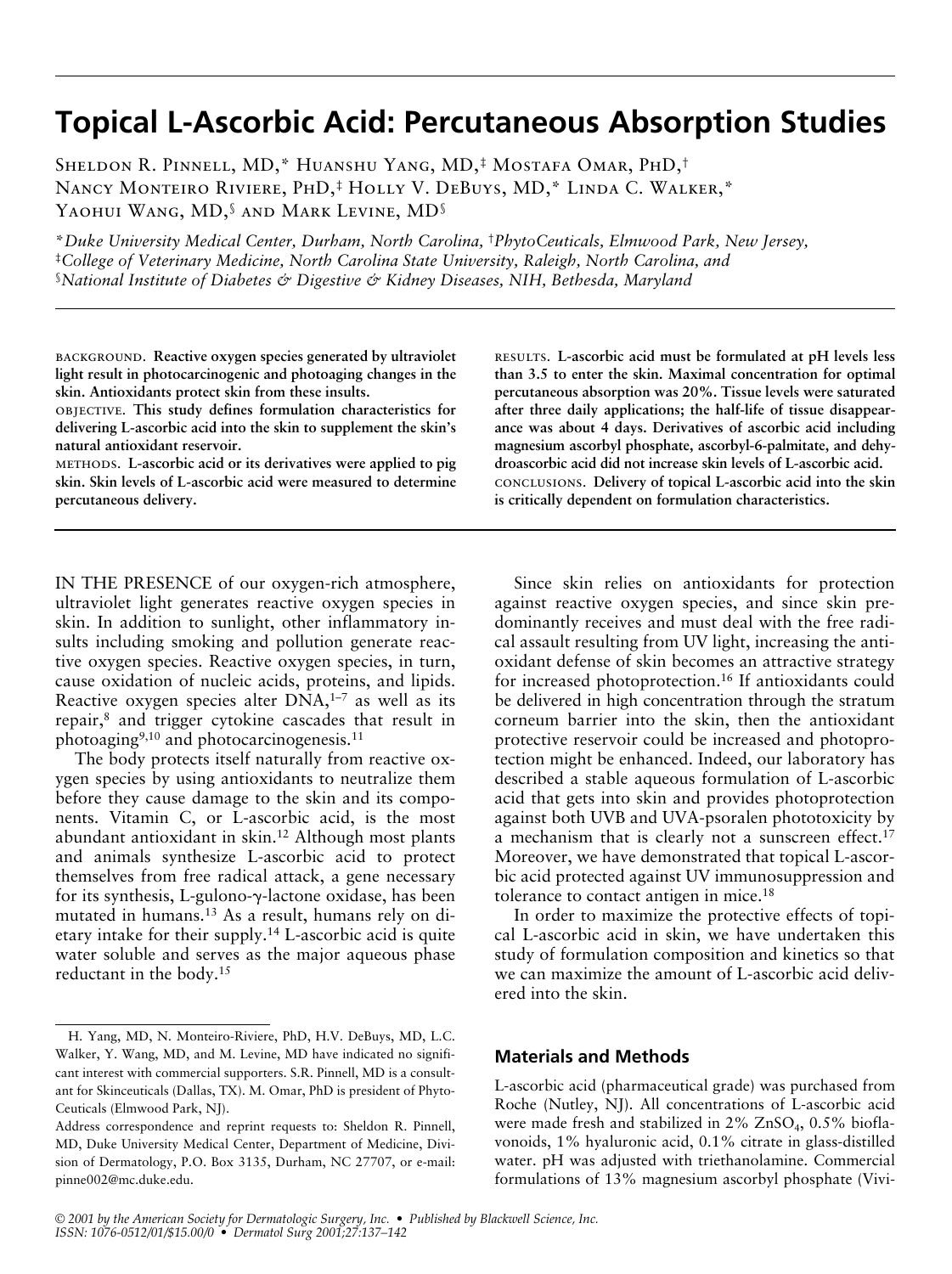# Topical L-Ascorbic Acid: Percutaneous Absorption Studies

Sheldon R. Pinnell, MD,* Huanshu Yang, MD,‡ Mostafa Omar, PhD,† Nancy Monteiro Riviere, PhD,‡ Holly V. DeBuys, MD,* Linda C. Walker,* Yaohui Wang, MD,§ and Mark Levine, MD§

*Duke University Medical Center, Durham, North Carolina, †PhytoCeuticals, Elmwood Park, New Jersey, ‡College of Veterinary Medicine, North Carolina State University, Raleigh, North Carolina, and §National Institute of Diabetes & Digestive & Kidney Diseases, NIH, Bethesda, Maryland*

BACKGROUND. **Reactive oxygen species generated by ultraviolet light result in photocarcinogenic and photoaging changes in the skin. Antioxidants protect skin from these insults.**

OBJECTIVE. **This study defines formulation characteristics for delivering L-ascorbic acid into the skin to supplement the skin's natural antioxidant reservoir.**

METHODS. **L-ascorbic acid or its derivatives were applied to pig skin. Skin levels of L-ascorbic acid were measured to determine percutaneous delivery.**

RESULTS. **L-ascorbic acid must be formulated at pH levels less than 3.5 to enter the skin. Maximal concentration for optimal percutaneous absorption was 20%. Tissue levels were saturated after three daily applications; the half-life of tissue disappearance was about 4 days. Derivatives of ascorbic acid including magnesium ascorbyl phosphate, ascorbyl-6-palmitate, and dehydroascorbic acid did not increase skin levels of L-ascorbic acid.**

CONCLUSIONS. **Delivery of topical L-ascorbic acid into the skin is critically dependent on formulation characteristics.**

IN THE PRESENCE of our oxygen-rich atmosphere, ultraviolet light generates reactive oxygen species in skin. In addition to sunlight, other inflammatory insults including smoking and pollution generate reactive oxygen species. Reactive oxygen species, in turn, cause oxidation of nucleic acids, proteins, and lipids. Reactive oxygen species alter DNA,[1–7] as well as its repair,[8] and trigger cytokine cascades that result in photoaging[9,10] and photocarcinogenesis.[11]

The body protects itself naturally from reactive oxygen species by using antioxidants to neutralize them before they cause damage to the skin and its components. Vitamin C, or L-ascorbic acid, is the most abundant antioxidant in skin.[12] Although most plants and animals synthesize L-ascorbic acid to protect themselves from free radical attack, a gene necessary for its synthesis, L-gulono-γ-lactone oxidase, has been mutated in humans.[13] As a result, humans rely on dietary intake for their supply.[14] L-ascorbic acid is quite water soluble and serves as the major aqueous phase reductant in the body.[15]

Since skin relies on antioxidants for protection against reactive oxygen species, and since skin predominantly receives and must deal with the free radical assault resulting from UV light, increasing the antioxidant defense of skin becomes an attractive strategy for increased photoprotection.[16] If antioxidants could be delivered in high concentration through the stratum corneum barrier into the skin, then the antioxidant protective reservoir could be increased and photoprotection might be enhanced. Indeed, our laboratory has described a stable aqueous formulation of L-ascorbic acid that gets into skin and provides photoprotection against both UVB and UVA-psoralen phototoxicity by a mechanism that is clearly not a sunscreen effect.[17] Moreover, we have demonstrated that topical L-ascorbic acid protected against UV immunosuppression and tolerance to contact antigen in mice.[18]

In order to maximize the protective effects of topical L-ascorbic acid in skin, we have undertaken this study of formulation composition and kinetics so that we can maximize the amount of L-ascorbic acid delivered into the skin.

## Materials and Methods

L-ascorbic acid (pharmaceutical grade) was purchased from Roche (Nutley, NJ). All concentrations of L-ascorbic acid were made fresh and stabilized in 2% $ZnSO_4$, 0.5% bioflavonoids, 1% hyaluronic acid, 0.1% citrate in glass-distilled water. pH was adjusted with triethanolamine. Commercial formulations of 13% magnesium ascorbyl phosphate (Vivi-

H. Yang, MD, N. Monteiro-Riviere, PhD, H.V. DeBuys, MD, L.C. Walker, Y. Wang, MD, and M. Levine, MD have indicated no significant interest with commercial supporters. S.R. Pinnell, MD is a consultant for Skinceuticals (Dallas, TX). M. Omar, PhD is president of PhytoCeuticals (Elmwood Park, NJ).

Address correspondence and reprint requests to: Sheldon R. Pinnell, MD, Duke University Medical Center, Department of Medicine, Division of Dermatology, P.O. Box 3135, Durham, NC 27707, or e-mail: pinne002@mc.duke.edu.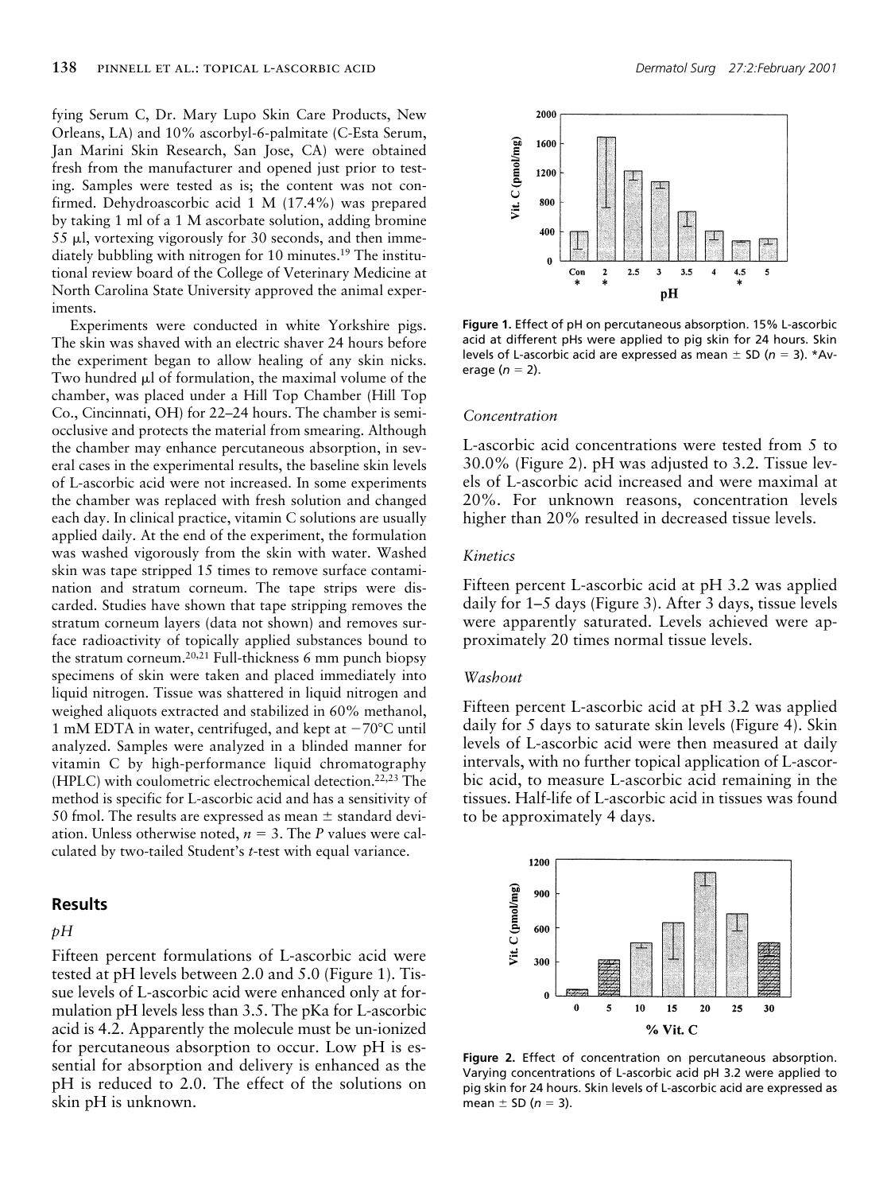fying Serum C, Dr. Mary Lupo Skin Care Products, New Orleans, LA) and 10% ascorbyl-6-palmitate (C-Esta Serum, Jan Marini Skin Research, San Jose, CA) were obtained fresh from the manufacturer and opened just prior to testing. Samples were tested as is; the content was not confirmed. Dehydroascorbic acid 1 M (17.4%) was prepared by taking 1 ml of a 1 M ascorbate solution, adding bromine 55 μl, vortexing vigorously for 30 seconds, and then immediately bubbling with nitrogen for 10 minutes.[19] The institutional review board of the College of Veterinary Medicine at North Carolina State University approved the animal experiments.

Experiments were conducted in white Yorkshire pigs. The skin was shaved with an electric shaver 24 hours before the experiment began to allow healing of any skin nicks. Two hundred μl of formulation, the maximal volume of the chamber, was placed under a Hill Top Chamber (Hill Top Co., Cincinnati, OH) for 22–24 hours. The chamber is semiocclusive and protects the material from smearing. Although the chamber may enhance percutaneous absorption, in several cases in the experimental results, the baseline skin levels of L-ascorbic acid were not increased. In some experiments the chamber was replaced with fresh solution and changed each day. In clinical practice, vitamin C solutions are usually applied daily. At the end of the experiment, the formulation was washed vigorously from the skin with water. Washed skin was tape stripped 15 times to remove surface contamination and stratum corneum. The tape strips were discarded. Studies have shown that tape stripping removes the stratum corneum layers (data not shown) and removes surface radioactivity of topically applied substances bound to the stratum corneum.[20,21] Full-thickness 6 mm punch biopsy specimens of skin were taken and placed immediately into liquid nitrogen. Tissue was shattered in liquid nitrogen and weighed aliquots extracted and stabilized in 60% methanol, 1 mM EDTA in water, centrifuged, and kept at −70°C until analyzed. Samples were analyzed in a blinded manner for vitamin C by high-performance liquid chromatography (HPLC) with coulometric electrochemical detection.[22,23] The method is specific for L-ascorbic acid and has a sensitivity of 50 fmol. The results are expressed as mean ± standard deviation. Unless otherwise noted, $n = 3$. The $P$ values were calculated by two-tailed Student's $t$-test with equal variance.

## Results

### *pH*

Fifteen percent formulations of L-ascorbic acid were tested at pH levels between 2.0 and 5.0 (Figure 1). Tissue levels of L-ascorbic acid were enhanced only at formulation pH levels less than 3.5. The pKa for L-ascorbic acid is 4.2. Apparently the molecule must be un-ionized for percutaneous absorption to occur. Low pH is essential for absorption and delivery is enhanced as the pH is reduced to 2.0. The effect of the solutions on skin pH is unknown.

**Figure 1.** Effect of pH on percutaneous absorption. 15% L-ascorbic acid at different pHs were applied to pig skin for 24 hours. Skin levels of L-ascorbic acid are expressed as mean ± SD ($n = 3$). *Average ($n = 2$).

### *Concentration*

L-ascorbic acid concentrations were tested from 5 to 30.0% (Figure 2). pH was adjusted to 3.2. Tissue levels of L-ascorbic acid increased and were maximal at 20%. For unknown reasons, concentration levels higher than 20% resulted in decreased tissue levels.

### *Kinetics*

Fifteen percent L-ascorbic acid at pH 3.2 was applied daily for 1–5 days (Figure 3). After 3 days, tissue levels were apparently saturated. Levels achieved were approximately 20 times normal tissue levels.

### *Washout*

Fifteen percent L-ascorbic acid at pH 3.2 was applied daily for 5 days to saturate skin levels (Figure 4). Skin levels of L-ascorbic acid were then measured at daily intervals, with no further topical application of L-ascorbic acid, to measure L-ascorbic acid remaining in the tissues. Half-life of L-ascorbic acid in tissues was found to be approximately 4 days.

**Figure 2.** Effect of concentration on percutaneous absorption. Varying concentrations of L-ascorbic acid pH 3.2 were applied to pig skin for 24 hours. Skin levels of L-ascorbic acid are expressed as mean ± SD ($n = 3$).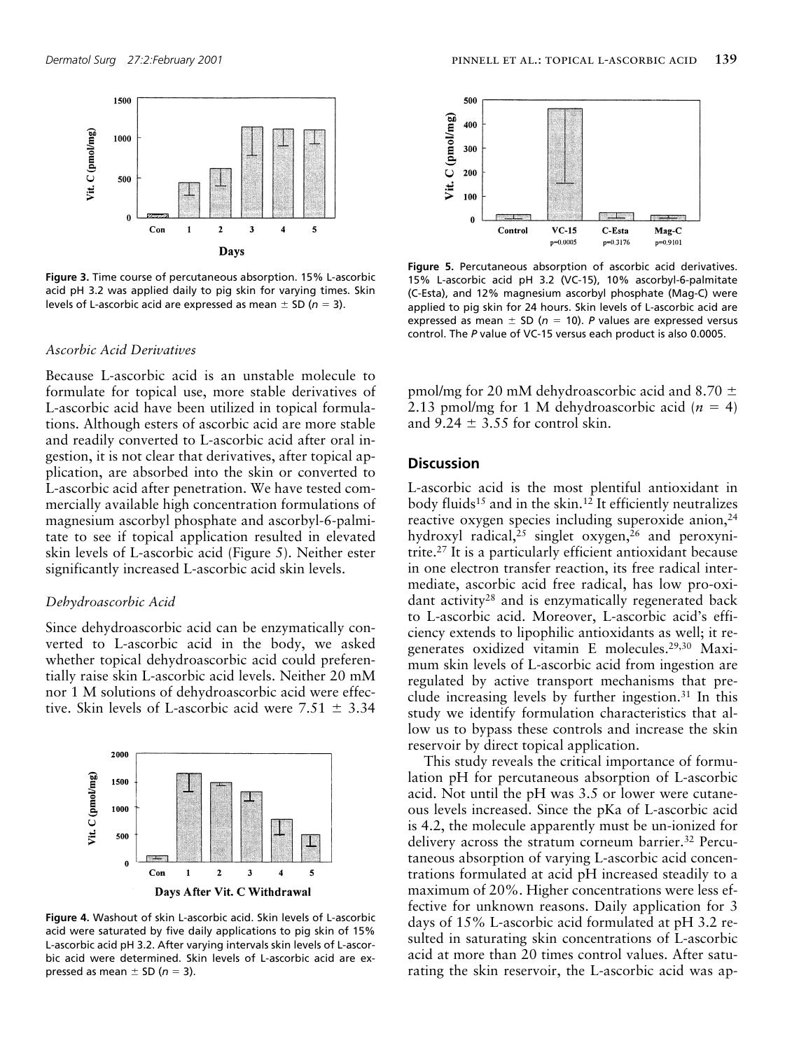**Figure 3.** Time course of percutaneous absorption. 15% L-ascorbic acid pH 3.2 was applied daily to pig skin for varying times. Skin levels of L-ascorbic acid are expressed as mean ± SD ($n = 3$).

### *Ascorbic Acid Derivatives*

Because L-ascorbic acid is an unstable molecule to formulate for topical use, more stable derivatives of L-ascorbic acid have been utilized in topical formulations. Although esters of ascorbic acid are more stable and readily converted to L-ascorbic acid after oral ingestion, it is not clear that derivatives, after topical application, are absorbed into the skin or converted to L-ascorbic acid after penetration. We have tested commercially available high concentration formulations of magnesium ascorbyl phosphate and ascorbyl-6-palmitate to see if topical application resulted in elevated skin levels of L-ascorbic acid (Figure 5). Neither ester significantly increased L-ascorbic acid skin levels.

### *Dehydroascorbic Acid*

Since dehydroascorbic acid can be enzymatically converted to L-ascorbic acid in the body, we asked whether topical dehydroascorbic acid could preferentially raise skin L-ascorbic acid levels. Neither 20 mM nor 1 M solutions of dehydroascorbic acid were effective. Skin levels of L-ascorbic acid were 7.51 ± 3.34 pmol/mg for 20 mM dehydroascorbic acid and 8.70 ± 2.13 pmol/mg for 1 M dehydroascorbic acid ($n = 4$) and 9.24 ± 3.55 for control skin.

**Figure 4.** Washout of skin L-ascorbic acid. Skin levels of L-ascorbic acid were saturated by five daily applications to pig skin of 15% L-ascorbic acid pH 3.2. After varying intervals skin levels of L-ascorbic acid were determined. Skin levels of L-ascorbic acid are expressed as mean ± SD ($n = 3$).

**Figure 5.** Percutaneous absorption of ascorbic acid derivatives. 15% L-ascorbic acid pH 3.2 (VC-15), 10% ascorbyl-6-palmitate (C-Esta), and 12% magnesium ascorbyl phosphate (Mag-C) were applied to pig skin for 24 hours. Skin levels of L-ascorbic acid are expressed as mean ± SD ($n = 10$). *P* values are expressed versus control. The *P* value of VC-15 versus each product is also 0.0005.

## Discussion

L-ascorbic acid is the most plentiful antioxidant in body fluids[15] and in the skin.[12] It efficiently neutralizes reactive oxygen species including superoxide anion,[24] hydroxyl radical,[25] singlet oxygen,[26] and peroxynitrite.[27] It is a particularly efficient antioxidant because in one electron transfer reaction, its free radical intermediate, ascorbic acid free radical, has low pro-oxidant activity[28] and is enzymatically regenerated back to L-ascorbic acid. Moreover, L-ascorbic acid's efficiency extends to lipophilic antioxidants as well; it regenerates oxidized vitamin E molecules.[29,30] Maximum skin levels of L-ascorbic acid from ingestion are regulated by active transport mechanisms that preclude increasing levels by further ingestion.[31] In this study we identify formulation characteristics that allow us to bypass these controls and increase the skin reservoir by direct topical application.

This study reveals the critical importance of formulation pH for percutaneous absorption of L-ascorbic acid. Not until the pH was 3.5 or lower were cutaneous levels increased. Since the pKa of L-ascorbic acid is 4.2, the molecule apparently must be un-ionized for delivery across the stratum corneum barrier.[32] Percutaneous absorption of varying L-ascorbic acid concentrations formulated at acid pH increased steadily to a maximum of 20%. Higher concentrations were less effective for unknown reasons. Daily application for 3 days of 15% L-ascorbic acid formulated at pH 3.2 resulted in saturating skin concentrations of L-ascorbic acid at more than 20 times control values. After saturating the skin reservoir, the L-ascorbic acid was ap-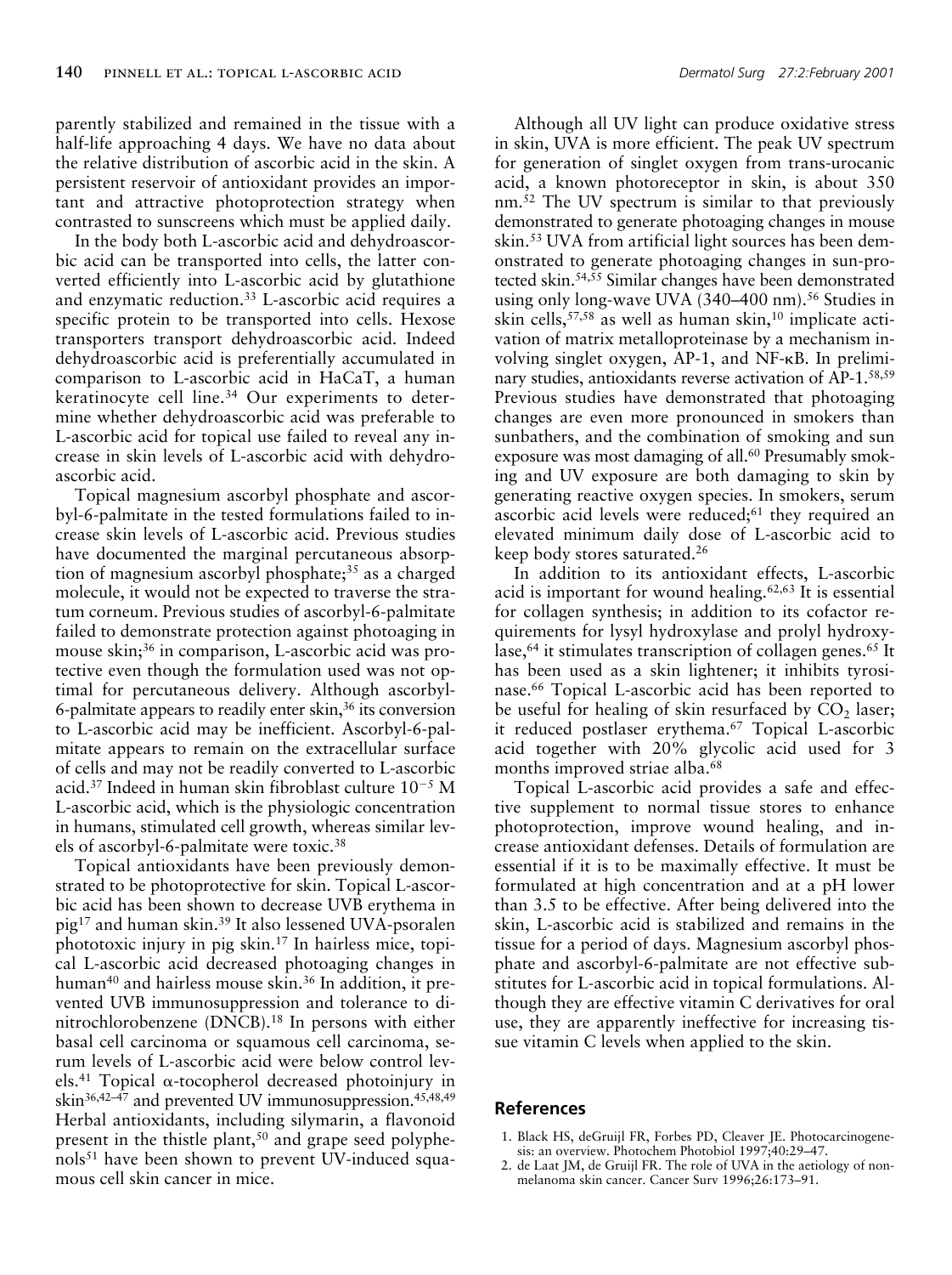parently stabilized and remained in the tissue with a half-life approaching 4 days. We have no data about the relative distribution of ascorbic acid in the skin. A persistent reservoir of antioxidant provides an important and attractive photoprotection strategy when contrasted to sunscreens which must be applied daily.

In the body both L-ascorbic acid and dehydroascorbic acid can be transported into cells, the latter converted efficiently into L-ascorbic acid by glutathione and enzymatic reduction.[33] L-ascorbic acid requires a specific protein to be transported into cells. Hexose transporters transport dehydroascorbic acid. Indeed dehydroascorbic acid is preferentially accumulated in comparison to L-ascorbic acid in HaCaT, a human keratinocyte cell line.[34] Our experiments to determine whether dehydroascorbic acid was preferable to L-ascorbic acid for topical use failed to reveal any increase in skin levels of L-ascorbic acid with dehydroascorbic acid.

Topical magnesium ascorbyl phosphate and ascorbyl-6-palmitate in the tested formulations failed to increase skin levels of L-ascorbic acid. Previous studies have documented the marginal percutaneous absorption of magnesium ascorbyl phosphate;[35] as a charged molecule, it would not be expected to traverse the stratum corneum. Previous studies of ascorbyl-6-palmitate failed to demonstrate protection against photoaging in mouse skin;[36] in comparison, L-ascorbic acid was protective even though the formulation used was not optimal for percutaneous delivery. Although ascorbyl-6-palmitate appears to readily enter skin,[36] its conversion to L-ascorbic acid may be inefficient. Ascorbyl-6-palmitate appears to remain on the extracellular surface of cells and may not be readily converted to L-ascorbic acid.[37] Indeed in human skin fibroblast culture $10^{-5}$ M L-ascorbic acid, which is the physiologic concentration in humans, stimulated cell growth, whereas similar levels of ascorbyl-6-palmitate were toxic.[38]

Topical antioxidants have been previously demonstrated to be photoprotective for skin. Topical L-ascorbic acid has been shown to decrease UVB erythema in pig[17] and human skin.[39] It also lessened UVA-psoralen phototoxic injury in pig skin.[17] In hairless mice, topical L-ascorbic acid decreased photoaging changes in human[40] and hairless mouse skin.[36] In addition, it prevented UVB immunosuppression and tolerance to dinitrochlorobenzene (DNCB).[18] In persons with either basal cell carcinoma or squamous cell carcinoma, serum levels of L-ascorbic acid were below control levels.[41] Topical α-tocopherol decreased photoinjury in skin[36,42–47] and prevented UV immunosuppression.[45,48,49] Herbal antioxidants, including silymarin, a flavonoid present in the thistle plant,[50] and grape seed polyphenols[51] have been shown to prevent UV-induced squamous cell skin cancer in mice.

Although all UV light can produce oxidative stress in skin, UVA is more efficient. The peak UV spectrum for generation of singlet oxygen from trans-urocanic acid, a known photoreceptor in skin, is about 350 nm.[52] The UV spectrum is similar to that previously demonstrated to generate photoaging changes in mouse skin.[53] UVA from artificial light sources has been demonstrated to generate photoaging changes in sun-protected skin.[54,55] Similar changes have been demonstrated using only long-wave UVA (340–400 nm).[56] Studies in skin cells,[57,58] as well as human skin,[10] implicate activation of matrix metalloproteinase by a mechanism involving singlet oxygen, AP-1, and NF-κB. In preliminary studies, antioxidants reverse activation of AP-1.[58,59] Previous studies have demonstrated that photoaging changes are even more pronounced in smokers than sunbathers, and the combination of smoking and sun exposure was most damaging of all.[60] Presumably smoking and UV exposure are both damaging to skin by generating reactive oxygen species. In smokers, serum ascorbic acid levels were reduced;[61] they required an elevated minimum daily dose of L-ascorbic acid to keep body stores saturated.[26]

In addition to its antioxidant effects, L-ascorbic acid is important for wound healing.[62,63] It is essential for collagen synthesis; in addition to its cofactor requirements for lysyl hydroxylase and prolyl hydroxylase,[64] it stimulates transcription of collagen genes.[65] It has been used as a skin lightener; it inhibits tyrosinase.[66] Topical L-ascorbic acid has been reported to be useful for healing of skin resurfaced by $CO_2$ laser; it reduced postlaser erythema.[67] Topical L-ascorbic acid together with 20% glycolic acid used for 3 months improved striae alba.[68]

Topical L-ascorbic acid provides a safe and effective supplement to normal tissue stores to enhance photoprotection, improve wound healing, and increase antioxidant defenses. Details of formulation are essential if it is to be maximally effective. It must be formulated at high concentration and at a pH lower than 3.5 to be effective. After being delivered into the skin, L-ascorbic acid is stabilized and remains in the tissue for a period of days. Magnesium ascorbyl phosphate and ascorbyl-6-palmitate are not effective substitutes for L-ascorbic acid in topical formulations. Although they are effective vitamin C derivatives for oral use, they are apparently ineffective for increasing tissue vitamin C levels when applied to the skin.

## References

1. Black HS, deGruijl FR, Forbes PD, Cleaver JE. Photocarcinogenesis: an overview. Photochem Photobiol 1997;40:29–47.
2. de Laat JM, de Gruijl FR. The role of UVA in the aetiology of non-melanoma skin cancer. Cancer Surv 1996;26:173–91.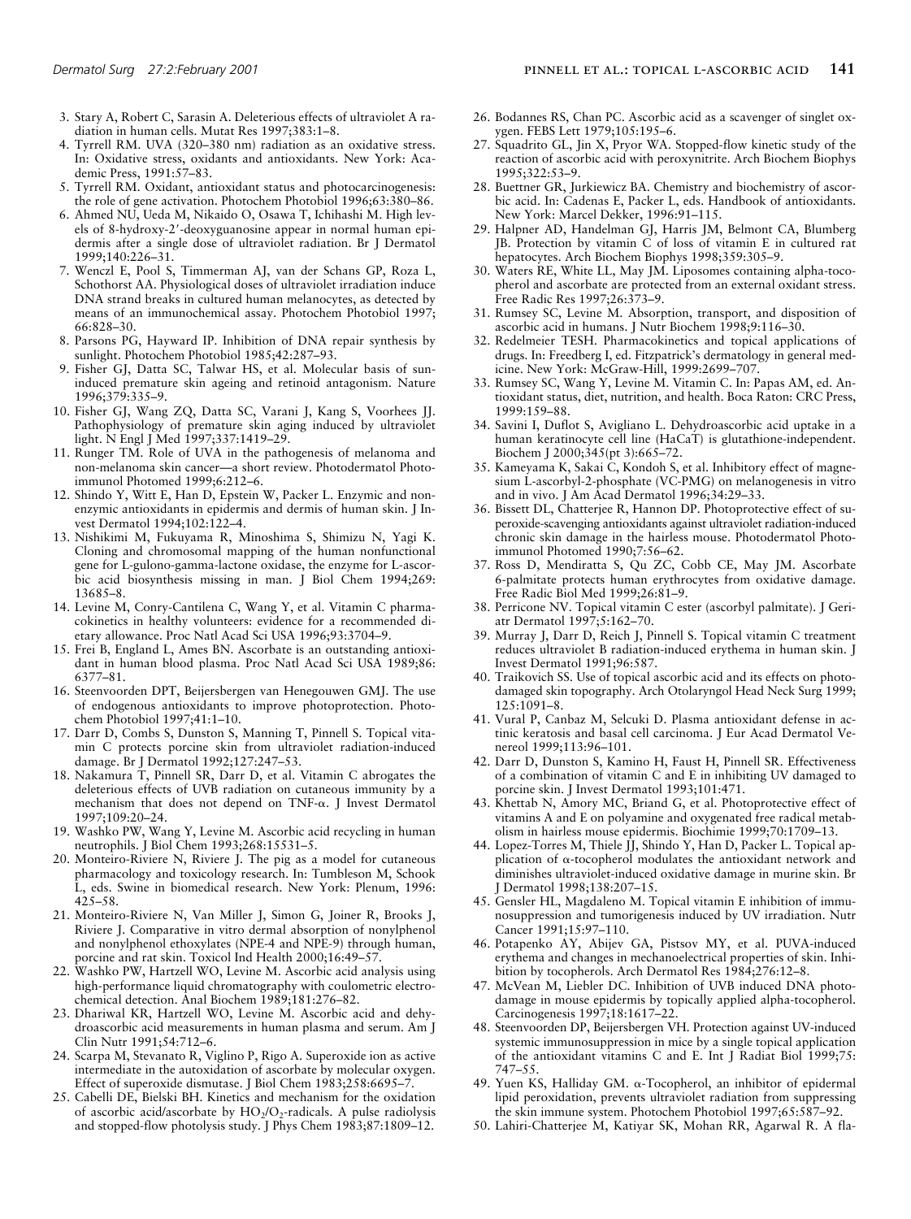3. Stary A, Robert C, Sarasin A. Deleterious effects of ultraviolet A radiation in human cells. Mutat Res 1997;383:1–8.
4. Tyrrell RM. UVA (320–380 nm) radiation as an oxidative stress. In: Oxidative stress, oxidants and antioxidants. New York: Academic Press, 1991:57–83.
5. Tyrrell RM. Oxidant, antioxidant status and photocarcinogenesis: the role of gene activation. Photochem Photobiol 1996;63:380–86.
6. Ahmed NU, Ueda M, Nikaido O, Osawa T, Ichihashi M. High levels of 8-hydroxy-2′-deoxyguanosine appear in normal human epidermis after a single dose of ultraviolet radiation. Br J Dermatol 1999;140:226–31.
7. Wenczl E, Pool S, Timmerman AJ, van der Schans GP, Roza L, Schothorst AA. Physiological doses of ultraviolet irradiation induce DNA strand breaks in cultured human melanocytes, as detected by means of an immunochemical assay. Photochem Photobiol 1997; 66:828–30.
8. Parsons PG, Hayward IP. Inhibition of DNA repair synthesis by sunlight. Photochem Photobiol 1985;42:287–93.
9. Fisher GJ, Datta SC, Talwar HS, et al. Molecular basis of sun-induced premature skin ageing and retinoid antagonism. Nature 1996;379:335–9.
10. Fisher GJ, Wang ZQ, Datta SC, Varani J, Kang S, Voorhees JJ. Pathophysiology of premature skin aging induced by ultraviolet light. N Engl J Med 1997;337:1419–29.
11. Runger TM. Role of UVA in the pathogenesis of melanoma and non-melanoma skin cancer—a short review. Photodermatol Photoimmunol Photomed 1999;6:212–6.
12. Shindo Y, Witt E, Han D, Epstein W, Packer L. Enzymic and non-enzymic antioxidants in epidermis and dermis of human skin. J Invest Dermatol 1994;102:122–4.
13. Nishikimi M, Fukuyama R, Minoshima S, Shimizu N, Yagi K. Cloning and chromosomal mapping of the human nonfunctional gene for L-gulono-gamma-lactone oxidase, the enzyme for L-ascorbic acid biosynthesis missing in man. J Biol Chem 1994;269: 13685–8.
14. Levine M, Conry-Cantilena C, Wang Y, et al. Vitamin C pharmacokinetics in healthy volunteers: evidence for a recommended dietary allowance. Proc Natl Acad Sci USA 1996;93:3704–9.
15. Frei B, England L, Ames BN. Ascorbate is an outstanding antioxidant in human blood plasma. Proc Natl Acad Sci USA 1989;86: 6377–81.
16. Steenvoorden DPT, Beijersbergen van Henegouwen GMJ. The use of endogenous antioxidants to improve photoprotection. Photochem Photobiol 1997;41:1–10.
17. Darr D, Combs S, Dunston S, Manning T, Pinnell S. Topical vitamin C protects porcine skin from ultraviolet radiation-induced damage. Br J Dermatol 1992;127:247–53.
18. Nakamura T, Pinnell SR, Darr D, et al. Vitamin C abrogates the deleterious effects of UVB radiation on cutaneous immunity by a mechanism that does not depend on TNF-α. J Invest Dermatol 1997;109:20–24.
19. Washko PW, Wang Y, Levine M. Ascorbic acid recycling in human neutrophils. J Biol Chem 1993;268:15531–5.
20. Monteiro-Riviere N, Riviere J. The pig as a model for cutaneous pharmacology and toxicology research. In: Tumbleson M, Schook L, eds. Swine in biomedical research. New York: Plenum, 1996: 425–58.
21. Monteiro-Riviere N, Van Miller J, Simon G, Joiner R, Brooks J, Riviere J. Comparative in vitro dermal absorption of nonylphenol and nonylphenol ethoxylates (NPE-4 and NPE-9) through human, porcine and rat skin. Toxicol Ind Health 2000;16:49–57.
22. Washko PW, Hartzell WO, Levine M. Ascorbic acid analysis using high-performance liquid chromatography with coulometric electrochemical detection. Anal Biochem 1989;181:276–82.
23. Dhariwal KR, Hartzell WO, Levine M. Ascorbic acid and dehydroascorbic acid measurements in human plasma and serum. Am J Clin Nutr 1991;54:712–6.
24. Scarpa M, Stevanato R, Viglino P, Rigo A. Superoxide ion as active intermediate in the autoxidation of ascorbate by molecular oxygen. Effect of superoxide dismutase. J Biol Chem 1983;258:6695–7.
25. Cabelli DE, Bielski BH. Kinetics and mechanism for the oxidation of ascorbic acid/ascorbate by $HO_2/O_2$-radicals. A pulse radiolysis and stopped-flow photolysis study. J Phys Chem 1983;87:1809–12.
26. Bodannes RS, Chan PC. Ascorbic acid as a scavenger of singlet oxygen. FEBS Lett 1979;105:195–6.
27. Squadrito GL, Jin X, Pryor WA. Stopped-flow kinetic study of the reaction of ascorbic acid with peroxynitrite. Arch Biochem Biophys 1995;322:53–9.
28. Buettner GR, Jurkiewicz BA. Chemistry and biochemistry of ascorbic acid. In: Cadenas E, Packer L, eds. Handbook of antioxidants. New York: Marcel Dekker, 1996:91–115.
29. Halpner AD, Handelman GJ, Harris JM, Belmont CA, Blumberg JB. Protection by vitamin C of loss of vitamin E in cultured rat hepatocytes. Arch Biochem Biophys 1998;359:305–9.
30. Waters RE, White LL, May JM. Liposomes containing alpha-tocopherol and ascorbate are protected from an external oxidant stress. Free Radic Res 1997;26:373–9.
31. Rumsey SC, Levine M. Absorption, transport, and disposition of ascorbic acid in humans. J Nutr Biochem 1998;9:116–30.
32. Redelmeier TESH. Pharmacokinetics and topical applications of drugs. In: Freedberg I, ed. Fitzpatrick's dermatology in general medicine. New York: McGraw-Hill, 1999:2699–707.
33. Rumsey SC, Wang Y, Levine M. Vitamin C. In: Papas AM, ed. Antioxidant status, diet, nutrition, and health. Boca Raton: CRC Press, 1999:159–88.
34. Savini I, Duflot S, Avigliano L. Dehydroascorbic acid uptake in a human keratinocyte cell line (HaCaT) is glutathione-independent. Biochem J 2000;345(pt 3):665–72.
35. Kameyama K, Sakai C, Kondoh S, et al. Inhibitory effect of magnesium L-ascorbyl-2-phosphate (VC-PMG) on melanogenesis in vitro and in vivo. J Am Acad Dermatol 1996;34:29–33.
36. Bissett DL, Chatterjee R, Hannon DP. Photoprotective effect of superoxide-scavenging antioxidants against ultraviolet radiation-induced chronic skin damage in the hairless mouse. Photodermatol Photoimmunol Photomed 1990;7:56–62.
37. Ross D, Mendiratta S, Qu ZC, Cobb CE, May JM. Ascorbate 6-palmitate protects human erythrocytes from oxidative damage. Free Radic Biol Med 1999;26:81–9.
38. Perricone NV. Topical vitamin C ester (ascorbyl palmitate). J Geriatr Dermatol 1997;5:162–70.
39. Murray J, Darr D, Reich J, Pinnell S. Topical vitamin C treatment reduces ultraviolet B radiation-induced erythema in human skin. J Invest Dermatol 1991;96:587.
40. Traikovich SS. Use of topical ascorbic acid and its effects on photodamaged skin topography. Arch Otolaryngol Head Neck Surg 1999; 125:1091–8.
41. Vural P, Canbaz M, Selcuki D. Plasma antioxidant defense in actinic keratosis and basal cell carcinoma. J Eur Acad Dermatol Venereol 1999;113:96–101.
42. Darr D, Dunston S, Kamino H, Faust H, Pinnell SR. Effectiveness of a combination of vitamin C and E in inhibiting UV damaged to porcine skin. J Invest Dermatol 1993;101:471.
43. Khettab N, Amory MC, Briand G, et al. Photoprotective effect of vitamins A and E on polyamine and oxygenated free radical metabolism in hairless mouse epidermis. Biochimie 1999;70:1709–13.
44. Lopez-Torres M, Thiele JJ, Shindo Y, Han D, Packer L. Topical application of α-tocopherol modulates the antioxidant network and diminishes ultraviolet-induced oxidative damage in murine skin. Br J Dermatol 1998;138:207–15.
45. Gensler HL, Magdaleno M. Topical vitamin E inhibition of immunosuppression and tumorigenesis induced by UV irradiation. Nutr Cancer 1991;15:97–110.
46. Potapenko AY, Abijev GA, Pistsov MY, et al. PUVA-induced erythema and changes in mechanoelectrical properties of skin. Inhibition by tocopherols. Arch Dermatol Res 1984;276:12–8.
47. McVean M, Liebler DC. Inhibition of UVB induced DNA photodamage in mouse epidermis by topically applied alpha-tocopherol. Carcinogenesis 1997;18:1617–22.
48. Steenvoorden DP, Beijersbergen VH. Protection against UV-induced systemic immunosuppression in mice by a single topical application of the antioxidant vitamins C and E. Int J Radiat Biol 1999;75: 747–55.
49. Yuen KS, Halliday GM. α-Tocopherol, an inhibitor of epidermal lipid peroxidation, prevents ultraviolet radiation from suppressing the skin immune system. Photochem Photobiol 1997;65:587–92.
50. Lahiri-Chatterjee M, Katiyar SK, Mohan RR, Agarwal R. A fla-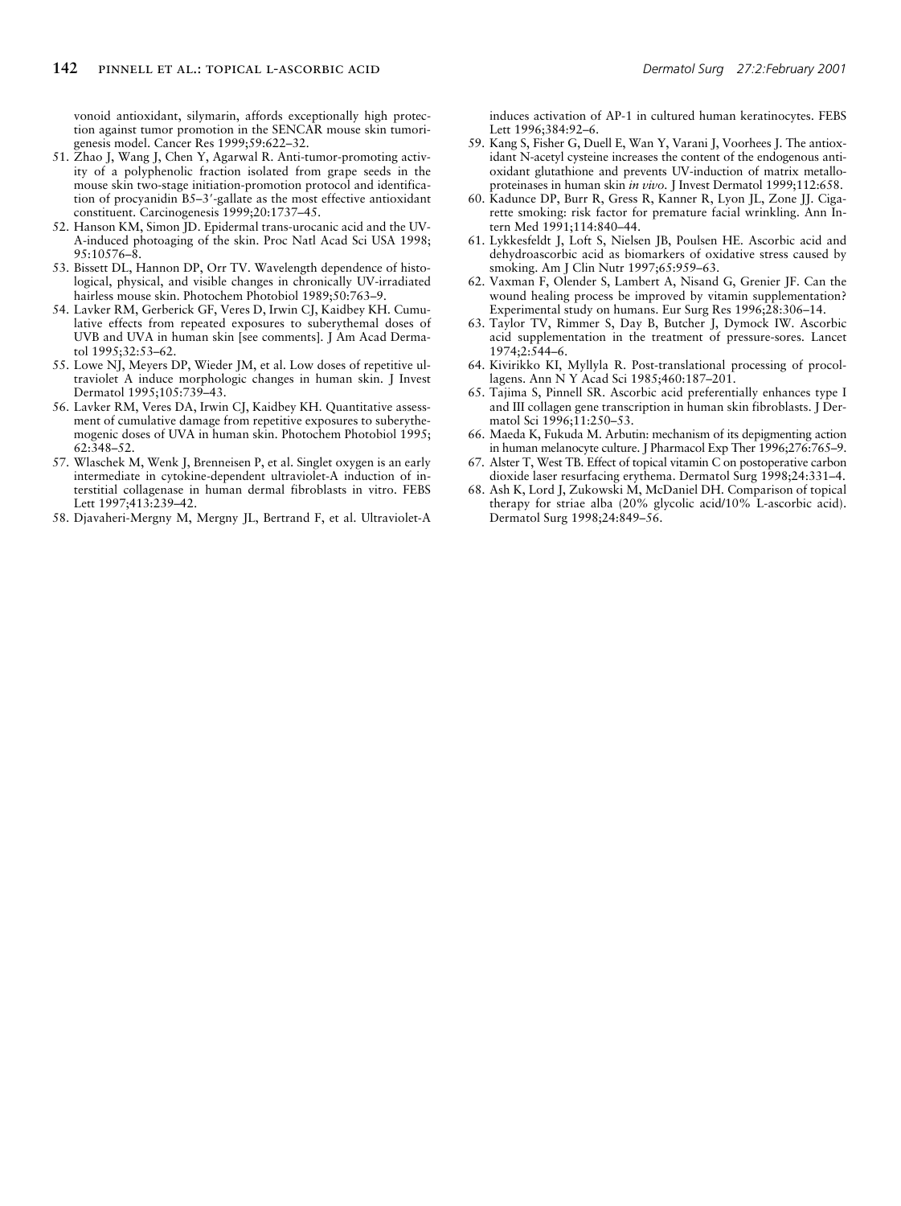vonoid antioxidant, silymarin, affords exceptionally high protection against tumor promotion in the SENCAR mouse skin tumorigenesis model. Cancer Res 1999;59:622–32.

51. Zhao J, Wang J, Chen Y, Agarwal R. Anti-tumor-promoting activity of a polyphenolic fraction isolated from grape seeds in the mouse skin two-stage initiation-promotion protocol and identification of procyanidin B5–3′-gallate as the most effective antioxidant constituent. Carcinogenesis 1999;20:1737–45.
52. Hanson KM, Simon JD. Epidermal trans-urocanic acid and the UV-A-induced photoaging of the skin. Proc Natl Acad Sci USA 1998; 95:10576–8.
53. Bissett DL, Hannon DP, Orr TV. Wavelength dependence of histological, physical, and visible changes in chronically UV-irradiated hairless mouse skin. Photochem Photobiol 1989;50:763–9.
54. Lavker RM, Gerberick GF, Veres D, Irwin CJ, Kaidbey KH. Cumulative effects from repeated exposures to suberythemal doses of UVB and UVA in human skin [see comments]. J Am Acad Dermatol 1995;32:53–62.
55. Lowe NJ, Meyers DP, Wieder JM, et al. Low doses of repetitive ultraviolet A induce morphologic changes in human skin. J Invest Dermatol 1995;105:739–43.
56. Lavker RM, Veres DA, Irwin CJ, Kaidbey KH. Quantitative assessment of cumulative damage from repetitive exposures to suberythemogenic doses of UVA in human skin. Photochem Photobiol 1995; 62:348–52.
57. Wlaschek M, Wenk J, Brenneisen P, et al. Singlet oxygen is an early intermediate in cytokine-dependent ultraviolet-A induction of interstitial collagenase in human dermal fibroblasts in vitro. FEBS Lett 1997;413:239–42.
58. Djavaheri-Mergny M, Mergny JL, Bertrand F, et al. Ultraviolet-A induces activation of AP-1 in cultured human keratinocytes. FEBS Lett 1996;384:92–6.
59. Kang S, Fisher G, Duell E, Wan Y, Varani J, Voorhees J. The antioxidant N-acetyl cysteine increases the content of the endogenous antioxidant glutathione and prevents UV-induction of matrix metalloproteinases in human skin *in vivo*. J Invest Dermatol 1999;112:658.
60. Kadunce DP, Burr R, Gress R, Kanner R, Lyon JL, Zone JJ. Cigarette smoking: risk factor for premature facial wrinkling. Ann Intern Med 1991;114:840–44.
61. Lykkesfeldt J, Loft S, Nielsen JB, Poulsen HE. Ascorbic acid and dehydroascorbic acid as biomarkers of oxidative stress caused by smoking. Am J Clin Nutr 1997;65:959–63.
62. Vaxman F, Olender S, Lambert A, Nisand G, Grenier JF. Can the wound healing process be improved by vitamin supplementation? Experimental study on humans. Eur Surg Res 1996;28:306–14.
63. Taylor TV, Rimmer S, Day B, Butcher J, Dymock IW. Ascorbic acid supplementation in the treatment of pressure-sores. Lancet 1974;2:544–6.
64. Kivirikko KI, Myllyla R. Post-translational processing of procollagens. Ann N Y Acad Sci 1985;460:187–201.
65. Tajima S, Pinnell SR. Ascorbic acid preferentially enhances type I and III collagen gene transcription in human skin fibroblasts. J Dermatol Sci 1996;11:250–53.
66. Maeda K, Fukuda M. Arbutin: mechanism of its depigmenting action in human melanocyte culture. J Pharmacol Exp Ther 1996;276:765–9.
67. Alster T, West TB. Effect of topical vitamin C on postoperative carbon dioxide laser resurfacing erythema. Dermatol Surg 1998;24:331–4.
68. Ash K, Lord J, Zukowski M, McDaniel DH. Comparison of topical therapy for striae alba (20% glycolic acid/10% L-ascorbic acid). Dermatol Surg 1998;24:849–56.